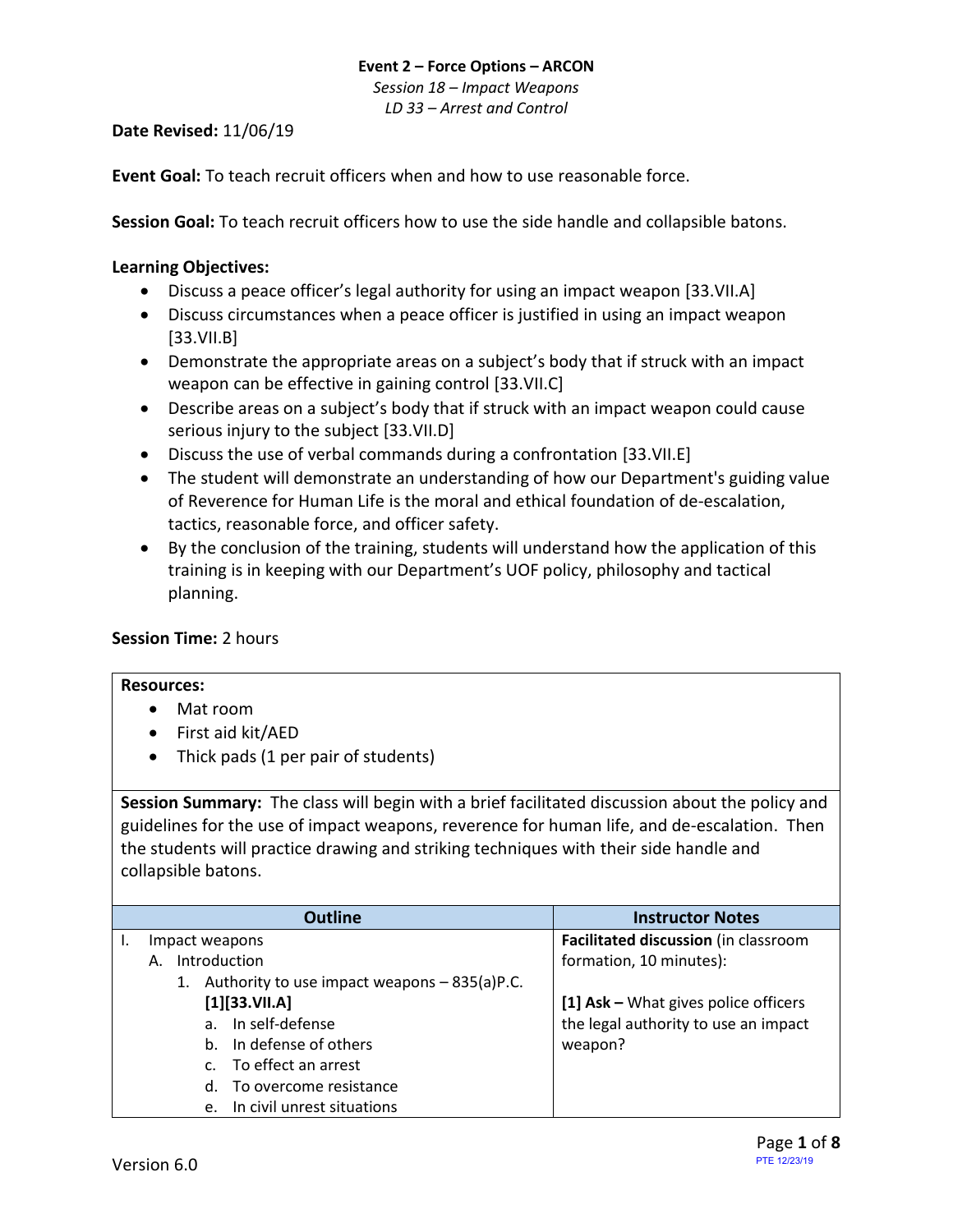**Event 2 – Force Options – ARCON**

*Session 18 – Impact Weapons*

*LD 33 – Arrest and Control*

**Date Revised:** 11/06/19

**Event Goal:** To teach recruit officers when and how to use reasonable force.

**Session Goal:** To teach recruit officers how to use the side handle and collapsible batons.

**Learning Objectives:**

- Discuss a peace officer's legal authority for using an impact weapon [33.VII.A]
- Discuss circumstances when a peace officer is justified in using an impact weapon [33.VII.B]
- Demonstrate the appropriate areas on a subject's body that if struck with an impact weapon can be effective in gaining control [33.VII.C]
- Describe areas on a subject's body that if struck with an impact weapon could cause serious injury to the subject [33.VII.D]
- Discuss the use of verbal commands during a confrontation [33.VII.E]
- The student will demonstrate an understanding of how our Department's guiding value of Reverence for Human Life is the moral and ethical foundation of de-escalation, tactics, reasonable force, and officer safety.
- By the conclusion of the training, students will understand how the application of this training is in keeping with our Department's UOF policy, philosophy and tactical planning.

**Session Time:** 2 hours

**Resources:**

- Mat room
- First aid kit/AED
- Thick pads (1 per pair of students)

**Session Summary:** The class will begin with a brief facilitated discussion about the policy and guidelines for the use of impact weapons, reverence for human life, and de-escalation. Then the students will practice drawing and striking techniques with their side handle and collapsible batons.

| Outline | Instructor Notes |
|---|---|
| I. Impact weapons<br>A. Introduction<br>1. Authority to use impact weapons – 835(a)P.C. **[1][33.VII.A]**<br>a. In self-defense<br>b. In defense of others<br>c. To effect an arrest<br>d. To overcome resistance<br>e. In civil unrest situations | **Facilitated discussion** (in classroom formation, 10 minutes):<br><br>**[1] Ask –** What gives police officers the legal authority to use an impact weapon? |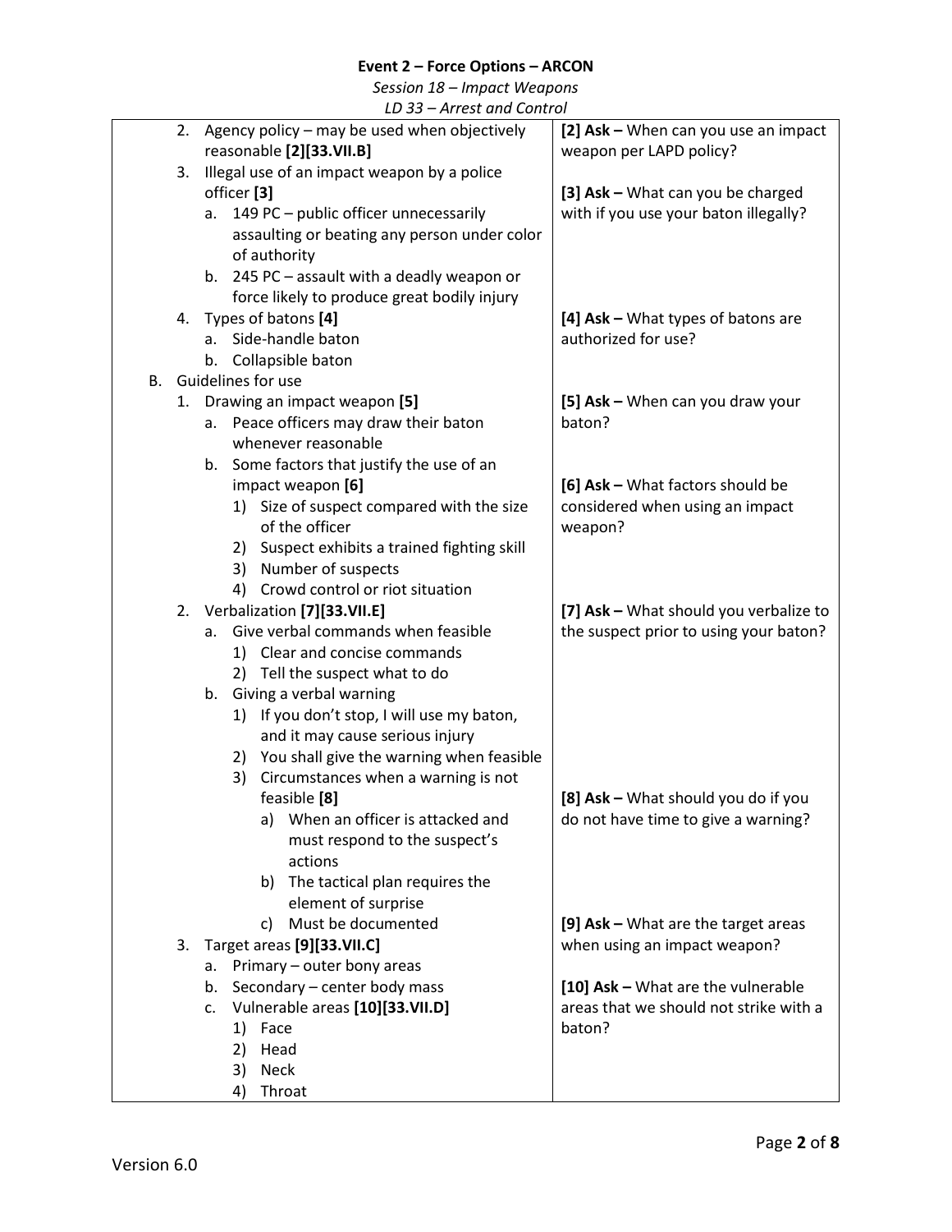| Content | Questions |
|---|---|
| 2. Agency policy – may be used when objectively reasonable **[2][33.VII.B]** | **[2] Ask –** When can you use an impact weapon per LAPD policy? |
| 3. Illegal use of an impact weapon by a police officer **[3]** | **[3] Ask –** What can you be charged with if you use your baton illegally? |
| a. 149 PC – public officer unnecessarily assaulting or beating any person under color of authority | |
| b. 245 PC – assault with a deadly weapon or force likely to produce great bodily injury | |
| 4. Types of batons **[4]** | **[4] Ask –** What types of batons are authorized for use? |
| a. Side-handle baton | |
| b. Collapsible baton | |
| B. Guidelines for use | |
| 1. Drawing an impact weapon **[5]** | **[5] Ask –** When can you draw your baton? |
| a. Peace officers may draw their baton whenever reasonable | |
| b. Some factors that justify the use of an impact weapon **[6]** | **[6] Ask –** What factors should be considered when using an impact weapon? |
| 1) Size of suspect compared with the size of the officer | |
| 2) Suspect exhibits a trained fighting skill | |
| 3) Number of suspects | |
| 4) Crowd control or riot situation | |
| 2. Verbalization **[7][33.VII.E]** | **[7] Ask –** What should you verbalize to the suspect prior to using your baton? |
| a. Give verbal commands when feasible | |
| 1) Clear and concise commands | |
| 2) Tell the suspect what to do | |
| b. Giving a verbal warning | |
| 1) If you don't stop, I will use my baton, and it may cause serious injury | |
| 2) You shall give the warning when feasible | |
| 3) Circumstances when a warning is not feasible **[8]** | **[8] Ask –** What should you do if you do not have time to give a warning? |
| a) When an officer is attacked and must respond to the suspect's actions | |
| b) The tactical plan requires the element of surprise | |
| c) Must be documented | |
| 3. Target areas **[9][33.VII.C]** | **[9] Ask –** What are the target areas when using an impact weapon? |
| a. Primary – outer bony areas | |
| b. Secondary – center body mass | |
| c. Vulnerable areas **[10][33.VII.D]** | **[10] Ask –** What are the vulnerable areas that we should not strike with a baton? |
| 1) Face | |
| 2) Head | |
| 3) Neck | |
| 4) Throat | |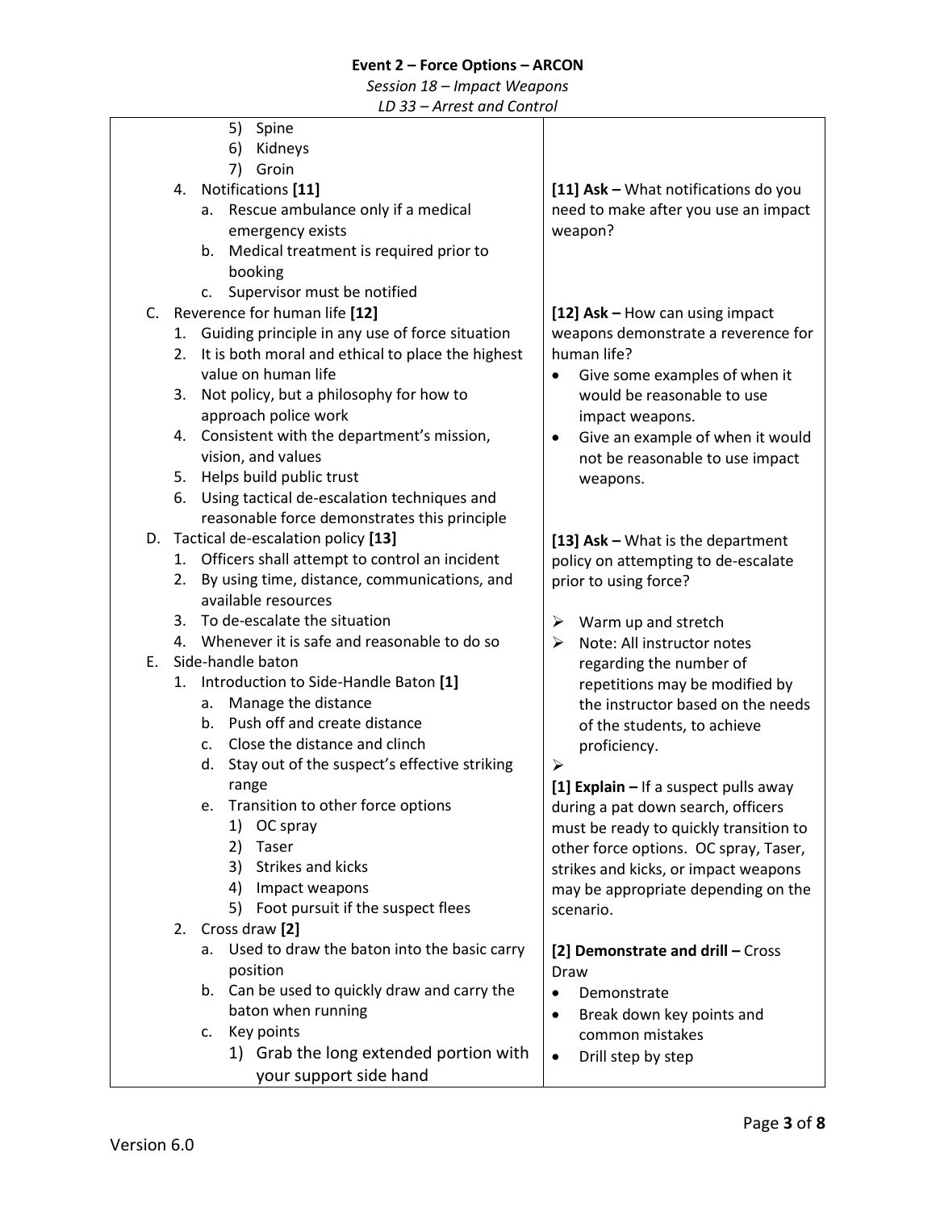| | |
|---|---|
| 5) Spine<br>6) Kidneys<br>7) Groin | |
| 4. Notifications **[11]**<br>a. Rescue ambulance only if a medical emergency exists<br>b. Medical treatment is required prior to booking<br>c. Supervisor must be notified | **[11] Ask –** What notifications do you need to make after you use an impact weapon? |
| C. Reverence for human life **[12]**<br>1. Guiding principle in any use of force situation<br>2. It is both moral and ethical to place the highest value on human life<br>3. Not policy, but a philosophy for how to approach police work<br>4. Consistent with the department's mission, vision, and values<br>5. Helps build public trust<br>6. Using tactical de-escalation techniques and reasonable force demonstrates this principle | **[12] Ask –** How can using impact weapons demonstrate a reverence for human life?<br>• Give some examples of when it would be reasonable to use impact weapons.<br>• Give an example of when it would not be reasonable to use impact weapons. |
| D. Tactical de-escalation policy **[13]**<br>1. Officers shall attempt to control an incident<br>2. By using time, distance, communications, and available resources<br>3. To de-escalate the situation<br>4. Whenever it is safe and reasonable to do so | **[13] Ask –** What is the department policy on attempting to de-escalate prior to using force?<br>➢ Warm up and stretch<br>➢ Note: All instructor notes regarding the number of repetitions may be modified by the instructor based on the needs of the students, to achieve proficiency.<br>➢ |
| E. Side-handle baton<br>1. Introduction to Side-Handle Baton **[1]**<br>a. Manage the distance<br>b. Push off and create distance<br>c. Close the distance and clinch<br>d. Stay out of the suspect's effective striking range<br>e. Transition to other force options<br>1) OC spray<br>2) Taser<br>3) Strikes and kicks<br>4) Impact weapons<br>5) Foot pursuit if the suspect flees | **[1] Explain –** If a suspect pulls away during a pat down search, officers must be ready to quickly transition to other force options. OC spray, Taser, strikes and kicks, or impact weapons may be appropriate depending on the scenario. |
| 2. Cross draw **[2]**<br>a. Used to draw the baton into the basic carry position<br>b. Can be used to quickly draw and carry the baton when running<br>c. Key points<br>1) Grab the long extended portion with your support side hand | **[2] Demonstrate and drill –** Cross Draw<br>• Demonstrate<br>• Break down key points and common mistakes<br>• Drill step by step |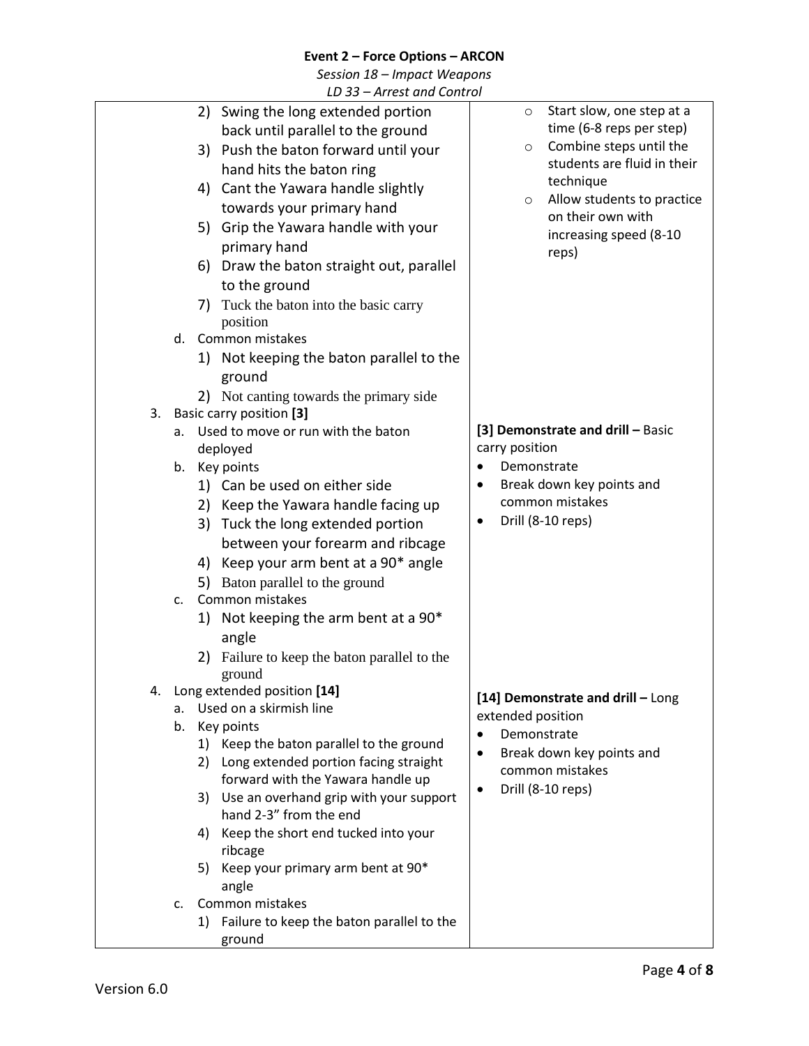| | |
|---|---|
| 2) Swing the long extended portion back until parallel to the ground<br>3) Push the baton forward until your hand hits the baton ring<br>4) Cant the Yawara handle slightly towards your primary hand<br>5) Grip the Yawara handle with your primary hand<br>6) Draw the baton straight out, parallel to the ground<br>7) Tuck the baton into the basic carry position<br>d. Common mistakes<br>1) Not keeping the baton parallel to the ground<br>2) Not canting towards the primary side | ○ Start slow, one step at a time (6-8 reps per step)<br>○ Combine steps until the students are fluid in their technique<br>○ Allow students to practice on their own with increasing speed (8-10 reps) |
| 3. Basic carry position **[3]**<br>a. Used to move or run with the baton deployed<br>b. Key points<br>1) Can be used on either side<br>2) Keep the Yawara handle facing up<br>3) Tuck the long extended portion between your forearm and ribcage<br>4) Keep your arm bent at a 90* angle<br>5) Baton parallel to the ground<br>c. Common mistakes<br>1) Not keeping the arm bent at a 90* angle<br>2) Failure to keep the baton parallel to the ground | **[3] Demonstrate and drill –** Basic carry position<br>• Demonstrate<br>• Break down key points and common mistakes<br>• Drill (8-10 reps) |
| 4. Long extended position **[14]**<br>a. Used on a skirmish line<br>b. Key points<br>1) Keep the baton parallel to the ground<br>2) Long extended portion facing straight forward with the Yawara handle up<br>3) Use an overhand grip with your support hand 2-3" from the end<br>4) Keep the short end tucked into your ribcage<br>5) Keep your primary arm bent at 90* angle<br>c. Common mistakes<br>1) Failure to keep the baton parallel to the ground | **[14] Demonstrate and drill –** Long extended position<br>• Demonstrate<br>• Break down key points and common mistakes<br>• Drill (8-10 reps) |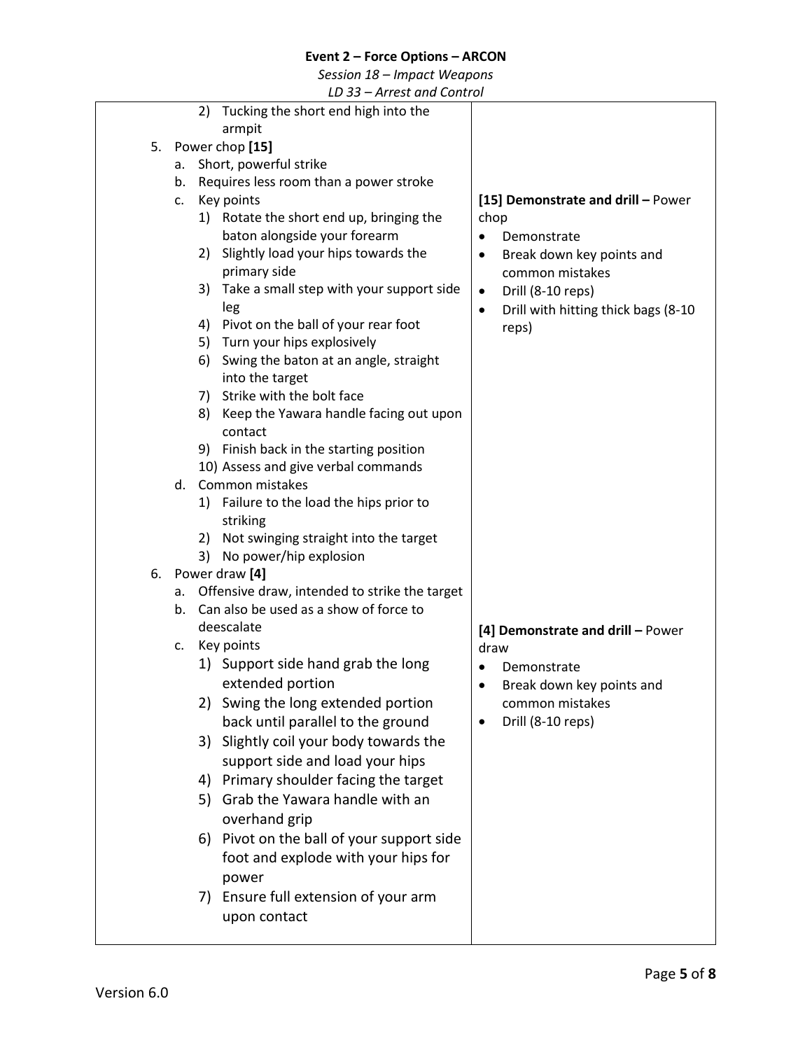| | |
|---|---|
| 2) Tucking the short end high into the armpit<br>5. Power chop **[15]**<br>a. Short, powerful strike<br>b. Requires less room than a power stroke<br>c. Key points<br>1) Rotate the short end up, bringing the baton alongside your forearm<br>2) Slightly load your hips towards the primary side<br>3) Take a small step with your support side leg<br>4) Pivot on the ball of your rear foot<br>5) Turn your hips explosively<br>6) Swing the baton at an angle, straight into the target<br>7) Strike with the bolt face<br>8) Keep the Yawara handle facing out upon contact<br>9) Finish back in the starting position<br>10) Assess and give verbal commands<br>d. Common mistakes<br>1) Failure to the load the hips prior to striking<br>2) Not swinging straight into the target<br>3) No power/hip explosion | **[15] Demonstrate and drill –** Power chop<br>• Demonstrate<br>• Break down key points and common mistakes<br>• Drill (8-10 reps)<br>• Drill with hitting thick bags (8-10 reps) |
| 6. Power draw **[4]**<br>a. Offensive draw, intended to strike the target<br>b. Can also be used as a show of force to deescalate<br>c. Key points<br>1) Support side hand grab the long extended portion<br>2) Swing the long extended portion back until parallel to the ground<br>3) Slightly coil your body towards the support side and load your hips<br>4) Primary shoulder facing the target<br>5) Grab the Yawara handle with an overhand grip<br>6) Pivot on the ball of your support side foot and explode with your hips for power<br>7) Ensure full extension of your arm upon contact | **[4] Demonstrate and drill –** Power draw<br>• Demonstrate<br>• Break down key points and common mistakes<br>• Drill (8-10 reps) |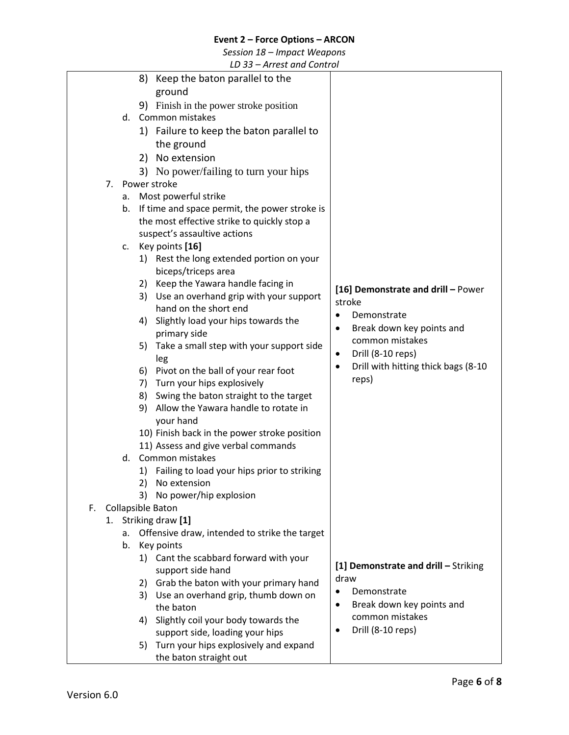| | |
|---|---|
| 8) Keep the baton parallel to the ground<br>9) Finish in the power stroke position<br>d. Common mistakes<br>1) Failure to keep the baton parallel to the ground<br>2) No extension<br>3) No power/failing to turn your hips<br>7. Power stroke<br>a. Most powerful strike<br>b. If time and space permit, the power stroke is the most effective strike to quickly stop a suspect's assaultive actions<br>c. Key points **[16]**<br>1) Rest the long extended portion on your biceps/triceps area<br>2) Keep the Yawara handle facing in<br>3) Use an overhand grip with your support hand on the short end<br>4) Slightly load your hips towards the primary side<br>5) Take a small step with your support side leg<br>6) Pivot on the ball of your rear foot<br>7) Turn your hips explosively<br>8) Swing the baton straight to the target<br>9) Allow the Yawara handle to rotate in your hand<br>10) Finish back in the power stroke position<br>11) Assess and give verbal commands<br>d. Common mistakes<br>1) Failing to load your hips prior to striking<br>2) No extension<br>3) No power/hip explosion | **[16] Demonstrate and drill –** Power stroke<br>• Demonstrate<br>• Break down key points and common mistakes<br>• Drill (8-10 reps)<br>• Drill with hitting thick bags (8-10 reps) |
| F. Collapsible Baton<br>1. Striking draw **[1]**<br>a. Offensive draw, intended to strike the target<br>b. Key points<br>1) Cant the scabbard forward with your support side hand<br>2) Grab the baton with your primary hand<br>3) Use an overhand grip, thumb down on the baton<br>4) Slightly coil your body towards the support side, loading your hips<br>5) Turn your hips explosively and expand the baton straight out | **[1] Demonstrate and drill –** Striking draw<br>• Demonstrate<br>• Break down key points and common mistakes<br>• Drill (8-10 reps) |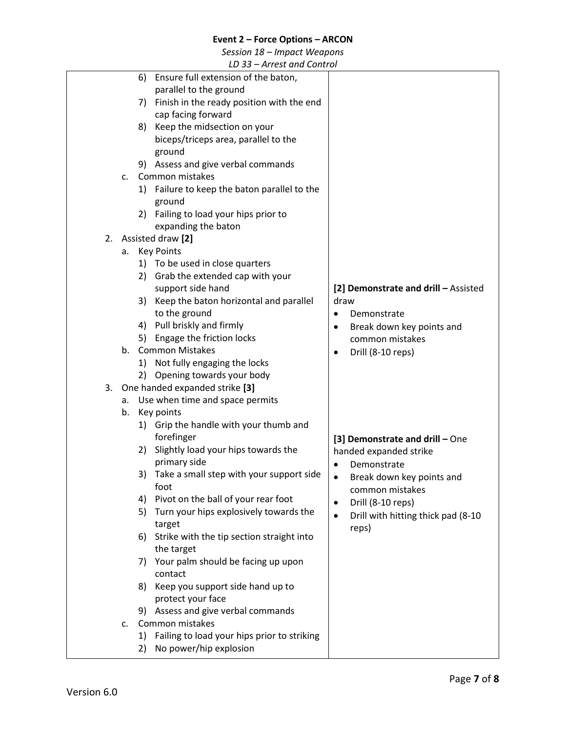| | |
|---|---|
| 6) Ensure full extension of the baton, parallel to the ground<br>7) Finish in the ready position with the end cap facing forward<br>8) Keep the midsection on your biceps/triceps area, parallel to the ground<br>9) Assess and give verbal commands<br>c. Common mistakes<br>1) Failure to keep the baton parallel to the ground<br>2) Failing to load your hips prior to expanding the baton | |
| 2. Assisted draw **[2]**<br>a. Key Points<br>1) To be used in close quarters<br>2) Grab the extended cap with your support side hand<br>3) Keep the baton horizontal and parallel to the ground<br>4) Pull briskly and firmly<br>5) Engage the friction locks<br>b. Common Mistakes<br>1) Not fully engaging the locks<br>2) Opening towards your body | **[2] Demonstrate and drill –** Assisted draw<br>• Demonstrate<br>• Break down key points and common mistakes<br>• Drill (8-10 reps) |
| 3. One handed expanded strike **[3]**<br>a. Use when time and space permits<br>b. Key points<br>1) Grip the handle with your thumb and forefinger<br>2) Slightly load your hips towards the primary side<br>3) Take a small step with your support side foot<br>4) Pivot on the ball of your rear foot<br>5) Turn your hips explosively towards the target<br>6) Strike with the tip section straight into the target<br>7) Your palm should be facing up upon contact<br>8) Keep you support side hand up to protect your face<br>9) Assess and give verbal commands<br>c. Common mistakes<br>1) Failing to load your hips prior to striking<br>2) No power/hip explosion | **[3] Demonstrate and drill –** One handed expanded strike<br>• Demonstrate<br>• Break down key points and common mistakes<br>• Drill (8-10 reps)<br>• Drill with hitting thick pad (8-10 reps) |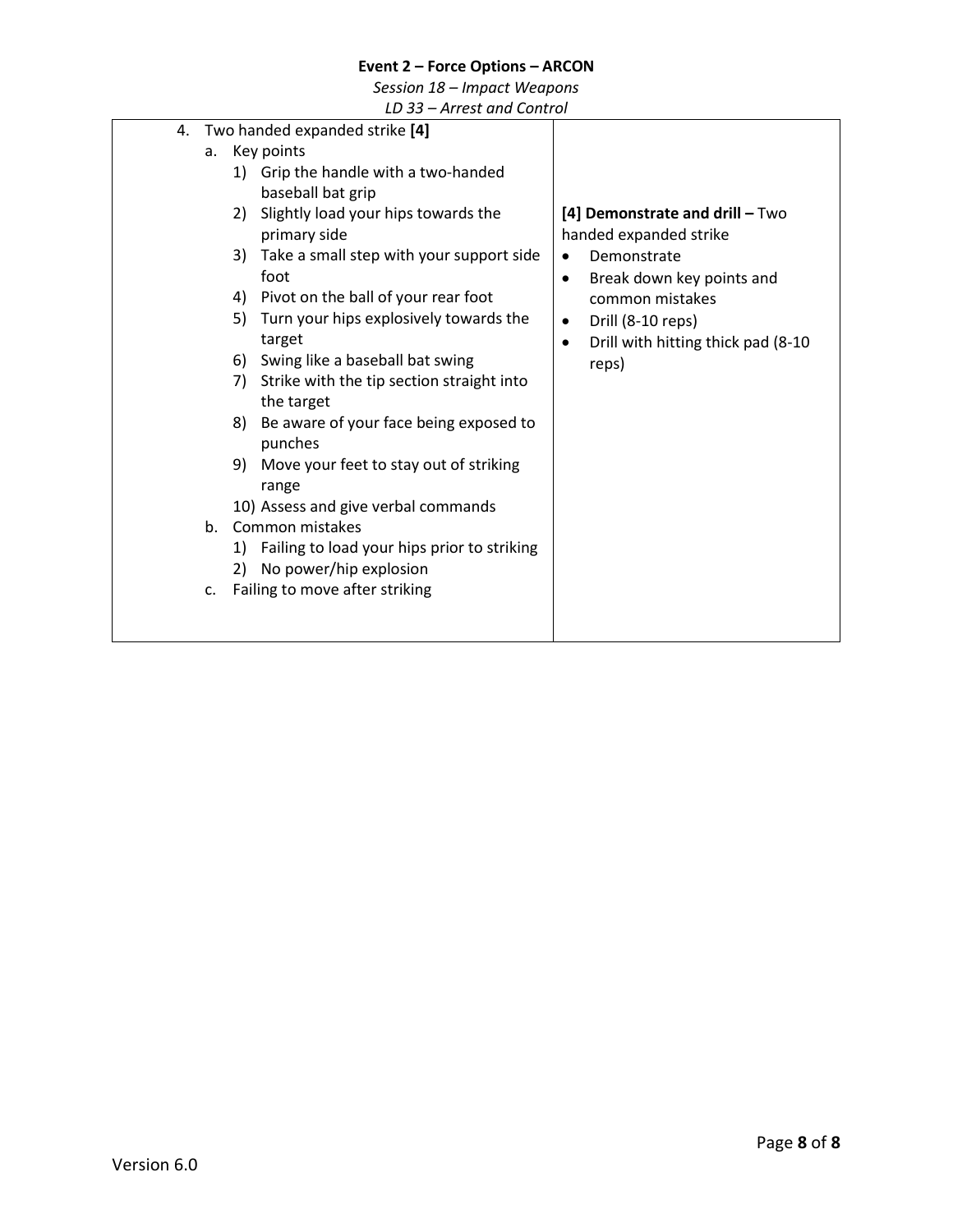| | |
|---|---|
| 4. Two handed expanded strike **[4]**<br>a. Key points<br>1) Grip the handle with a two-handed baseball bat grip<br>2) Slightly load your hips towards the primary side<br>3) Take a small step with your support side foot<br>4) Pivot on the ball of your rear foot<br>5) Turn your hips explosively towards the target<br>6) Swing like a baseball bat swing<br>7) Strike with the tip section straight into the target<br>8) Be aware of your face being exposed to punches<br>9) Move your feet to stay out of striking range<br>10) Assess and give verbal commands<br>b. Common mistakes<br>1) Failing to load your hips prior to striking<br>2) No power/hip explosion<br>c. Failing to move after striking | **[4] Demonstrate and drill –** Two handed expanded strike<br>• Demonstrate<br>• Break down key points and common mistakes<br>• Drill (8-10 reps)<br>• Drill with hitting thick pad (8-10 reps) |

Version 6.0